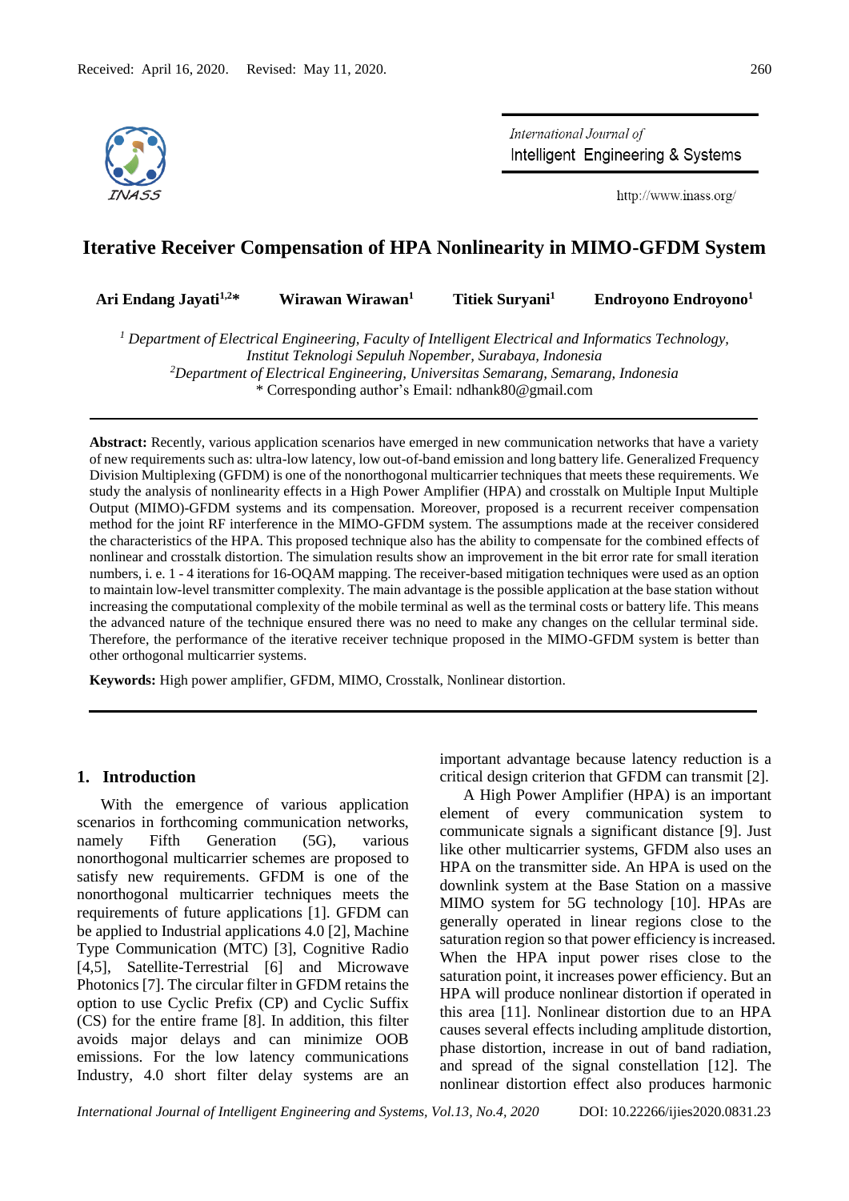Received: April 16, 2020. Revised: May 11, 2020.

# Iterative Receiver Compensation of HPA Nonlinearity in MIMO-GFDM System

**Ari Endang Jayati[1,2]*** **Wirawan Wirawan[1]** **Titiek Suryani[1]** **Endroyono Endroyono[1]**

*[1] Department of Electrical Engineering, Faculty of Intelligent Electrical and Informatics Technology, Institut Teknologi Sepuluh Nopember, Surabaya, Indonesia*
*[2]Department of Electrical Engineering, Universitas Semarang, Semarang, Indonesia*
* Corresponding author's Email: ndhank80@gmail.com

**Abstract:** Recently, various application scenarios have emerged in new communication networks that have a variety of new requirements such as: ultra-low latency, low out-of-band emission and long battery life. Generalized Frequency Division Multiplexing (GFDM) is one of the nonorthogonal multicarrier techniques that meets these requirements. We study the analysis of nonlinearity effects in a High Power Amplifier (HPA) and crosstalk on Multiple Input Multiple Output (MIMO)-GFDM systems and its compensation. Moreover, proposed is a recurrent receiver compensation method for the joint RF interference in the MIMO-GFDM system. The assumptions made at the receiver considered the characteristics of the HPA. This proposed technique also has the ability to compensate for the combined effects of nonlinear and crosstalk distortion. The simulation results show an improvement in the bit error rate for small iteration numbers, i. e. 1 - 4 iterations for 16-OQAM mapping. The receiver-based mitigation techniques were used as an option to maintain low-level transmitter complexity. The main advantage is the possible application at the base station without increasing the computational complexity of the mobile terminal as well as the terminal costs or battery life. This means the advanced nature of the technique ensured there was no need to make any changes on the cellular terminal side. Therefore, the performance of the iterative receiver technique proposed in the MIMO-GFDM system is better than other orthogonal multicarrier systems.

**Keywords:** High power amplifier, GFDM, MIMO, Crosstalk, Nonlinear distortion.

## 1. Introduction

With the emergence of various application scenarios in forthcoming communication networks, namely Fifth Generation (5G), various nonorthogonal multicarrier schemes are proposed to satisfy new requirements. GFDM is one of the nonorthogonal multicarrier techniques meets the requirements of future applications [1]. GFDM can be applied to Industrial applications 4.0 [2], Machine Type Communication (MTC) [3], Cognitive Radio [4,5], Satellite-Terrestrial [6] and Microwave Photonics [7]. The circular filter in GFDM retains the option to use Cyclic Prefix (CP) and Cyclic Suffix (CS) for the entire frame [8]. In addition, this filter avoids major delays and can minimize OOB emissions. For the low latency communications Industry, 4.0 short filter delay systems are an important advantage because latency reduction is a critical design criterion that GFDM can transmit [2].

A High Power Amplifier (HPA) is an important element of every communication system to communicate signals a significant distance [9]. Just like other multicarrier systems, GFDM also uses an HPA on the transmitter side. An HPA is used on the downlink system at the Base Station on a massive MIMO system for 5G technology [10]. HPAs are generally operated in linear regions close to the saturation region so that power efficiency is increased. When the HPA input power rises close to the saturation point, it increases power efficiency. But an HPA will produce nonlinear distortion if operated in this area [11]. Nonlinear distortion due to an HPA causes several effects including amplitude distortion, phase distortion, increase in out of band radiation, and spread of the signal constellation [12]. The nonlinear distortion effect also produces harmonic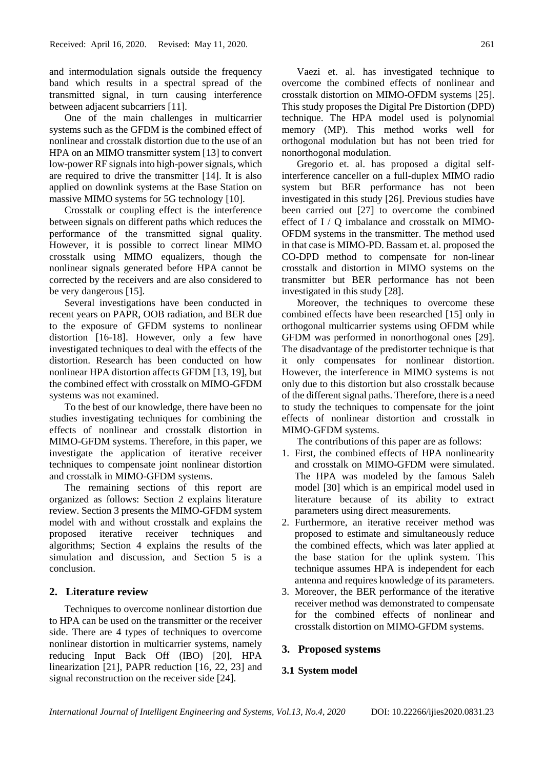and intermodulation signals outside the frequency band which results in a spectral spread of the transmitted signal, in turn causing interference between adjacent subcarriers [11].

One of the main challenges in multicarrier systems such as the GFDM is the combined effect of nonlinear and crosstalk distortion due to the use of an HPA on an MIMO transmitter system [13] to convert low-power RF signals into high-power signals, which are required to drive the transmitter [14]. It is also applied on downlink systems at the Base Station on massive MIMO systems for 5G technology [10].

Crosstalk or coupling effect is the interference between signals on different paths which reduces the performance of the transmitted signal quality. However, it is possible to correct linear MIMO crosstalk using MIMO equalizers, though the nonlinear signals generated before HPA cannot be corrected by the receivers and are also considered to be very dangerous [15].

Several investigations have been conducted in recent years on PAPR, OOB radiation, and BER due to the exposure of GFDM systems to nonlinear distortion [16-18]. However, only a few have investigated techniques to deal with the effects of the distortion. Research has been conducted on how nonlinear HPA distortion affects GFDM [13, 19], but the combined effect with crosstalk on MIMO-GFDM systems was not examined.

To the best of our knowledge, there have been no studies investigating techniques for combining the effects of nonlinear and crosstalk distortion in MIMO-GFDM systems. Therefore, in this paper, we investigate the application of iterative receiver techniques to compensate joint nonlinear distortion and crosstalk in MIMO-GFDM systems.

The remaining sections of this report are organized as follows: Section 2 explains literature review. Section 3 presents the MIMO-GFDM system model with and without crosstalk and explains the proposed iterative receiver techniques and algorithms; Section 4 explains the results of the simulation and discussion, and Section 5 is a conclusion.

## 2. Literature review

Techniques to overcome nonlinear distortion due to HPA can be used on the transmitter or the receiver side. There are 4 types of techniques to overcome nonlinear distortion in multicarrier systems, namely reducing Input Back Off (IBO) [20], HPA linearization [21], PAPR reduction [16, 22, 23] and signal reconstruction on the receiver side [24].

Vaezi et. al. has investigated technique to overcome the combined effects of nonlinear and crosstalk distortion on MIMO-OFDM systems [25]. This study proposes the Digital Pre Distortion (DPD) technique. The HPA model used is polynomial memory (MP). This method works well for orthogonal modulation but has not been tried for nonorthogonal modulation.

Gregorio et. al. has proposed a digital self-interference canceller on a full-duplex MIMO radio system but BER performance has not been investigated in this study [26]. Previous studies have been carried out [27] to overcome the combined effect of I / Q imbalance and crosstalk on MIMO-OFDM systems in the transmitter. The method used in that case is MIMO-PD. Bassam et. al. proposed the CO-DPD method to compensate for non-linear crosstalk and distortion in MIMO systems on the transmitter but BER performance has not been investigated in this study [28].

Moreover, the techniques to overcome these combined effects have been researched [15] only in orthogonal multicarrier systems using OFDM while GFDM was performed in nonorthogonal ones [29]. The disadvantage of the predistorter technique is that it only compensates for nonlinear distortion. However, the interference in MIMO systems is not only due to this distortion but also crosstalk because of the different signal paths. Therefore, there is a need to study the techniques to compensate for the joint effects of nonlinear distortion and crosstalk in MIMO-GFDM systems.

The contributions of this paper are as follows:

1. First, the combined effects of HPA nonlinearity and crosstalk on MIMO-GFDM were simulated. The HPA was modeled by the famous Saleh model [30] which is an empirical model used in literature because of its ability to extract parameters using direct measurements.
2. Furthermore, an iterative receiver method was proposed to estimate and simultaneously reduce the combined effects, which was later applied at the base station for the uplink system. This technique assumes HPA is independent for each antenna and requires knowledge of its parameters.
3. Moreover, the BER performance of the iterative receiver method was demonstrated to compensate for the combined effects of nonlinear and crosstalk distortion on MIMO-GFDM systems.

## 3. Proposed systems

### 3.1 System model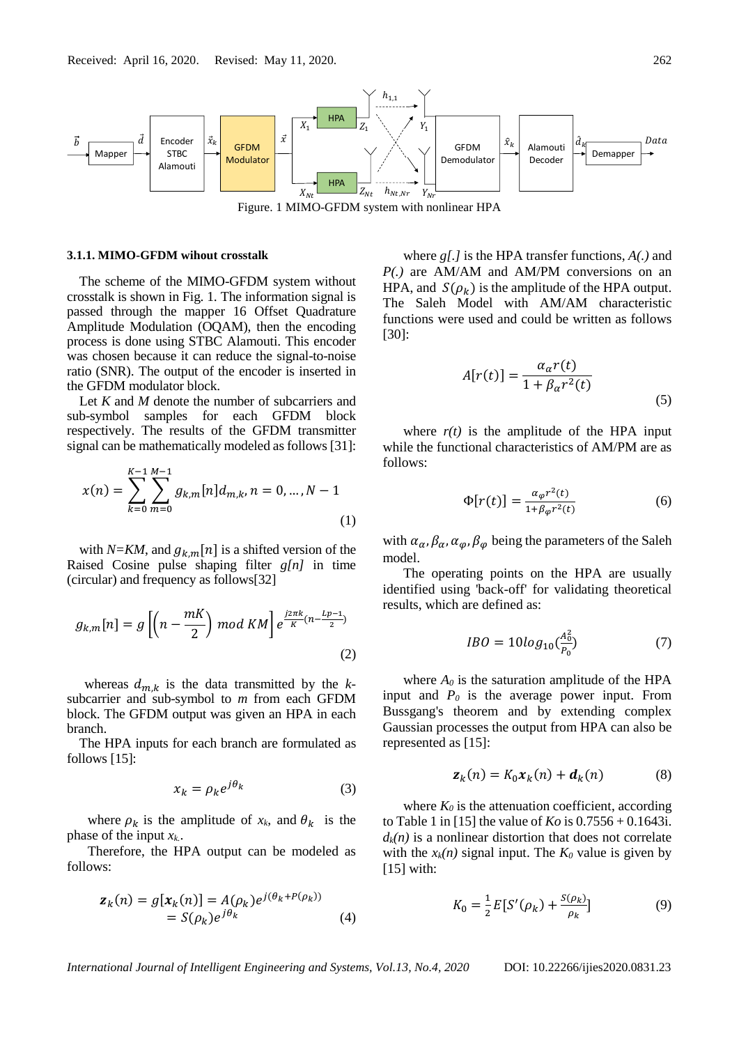Figure. 1 MIMO-GFDM system with nonlinear HPA

#### 3.1.1. MIMO-GFDM wihout crosstalk

The scheme of the MIMO-GFDM system without crosstalk is shown in Fig. 1. The information signal is passed through the mapper 16 Offset Quadrature Amplitude Modulation (OQAM), then the encoding process is done using STBC Alamouti. This encoder was chosen because it can reduce the signal-to-noise ratio (SNR). The output of the encoder is inserted in the GFDM modulator block.

Let *K* and *M* denote the number of subcarriers and sub-symbol samples for each GFDM block respectively. The results of the GFDM transmitter signal can be mathematically modeled as follows [31]:

$$x(n) = \sum_{k=0}^{K-1}\sum_{m=0}^{M-1} g_{k,m}[n] d_{m,k}, n = 0, \dots, N-1 \tag{1}$$

with $N$=$KM$, and $g_{k,m}[n]$ is a shifted version of the Raised Cosine pulse shaping filter $g[n]$ in time (circular) and frequency as follows[32]

$$g_{k,m}[n] = g\left[\left(n - \frac{mK}{2}\right) \, mod \, KM\right] e^{\frac{j2\pi k}{K}\left(n - \frac{Lp-1}{2}\right)} \tag{2}$$

whereas $d_{m,k}$ is the data transmitted by the *k*-subcarrier and sub-symbol to *m* from each GFDM block. The GFDM output was given an HPA in each branch.

The HPA inputs for each branch are formulated as follows [15]:

$$x_k = \rho_k e^{j\theta_k} \tag{3}$$

where $\rho_k$ is the amplitude of $x_k$, and $\theta_k$ is the phase of the input $x_k$.

Therefore, the HPA output can be modeled as follows:

$$\begin{aligned} \boldsymbol{z}_k(n) = g[\boldsymbol{x}_k(n)] &= A(\rho_k) e^{j(\theta_k + P(\rho_k))} \\ &= S(\rho_k) e^{j\theta_k} \end{aligned} \tag{4}$$

where $g[.]$ is the HPA transfer functions, $A(.)$ and $P(.)$ are AM/AM and AM/PM conversions on an HPA, and $S(\rho_k)$ is the amplitude of the HPA output. The Saleh Model with AM/AM characteristic functions were used and could be written as follows [30]:

$$A[r(t)] = \frac{\alpha_\alpha r(t)}{1 + \beta_\alpha r^2(t)} \tag{5}$$

where $r(t)$ is the amplitude of the HPA input while the functional characteristics of AM/PM are as follows:

$$\Phi[r(t)] = \frac{\alpha_\varphi r^2(t)}{1 + \beta_\varphi r^2(t)} \tag{6}$$

with $\alpha_\alpha, \beta_\alpha, \alpha_\varphi, \beta_\varphi$ being the parameters of the Saleh model.

The operating points on the HPA are usually identified using 'back-off' for validating theoretical results, which are defined as:

$$IBO = 10log_{10}\left(\frac{A_0^2}{P_0}\right) \tag{7}$$

where $A_0$ is the saturation amplitude of the HPA input and $P_0$ is the average power input. From Bussgang's theorem and by extending complex Gaussian processes the output from HPA can also be represented as [15]:

$$\boldsymbol{z}_k(n) = K_0 \boldsymbol{x}_k(n) + \boldsymbol{d}_k(n) \tag{8}$$

where $K_0$ is the attenuation coefficient, according to Table 1 in [15] the value of $Ko$ is 0.7556 + 0.1643i. $d_k(n)$ is a nonlinear distortion that does not correlate with the $x_k(n)$ signal input. The $K_0$ value is given by [15] with:

$$K_0 = \frac{1}{2} E\left[S'(\rho_k) + \frac{S(\rho_k)}{\rho_k}\right] \tag{9}$$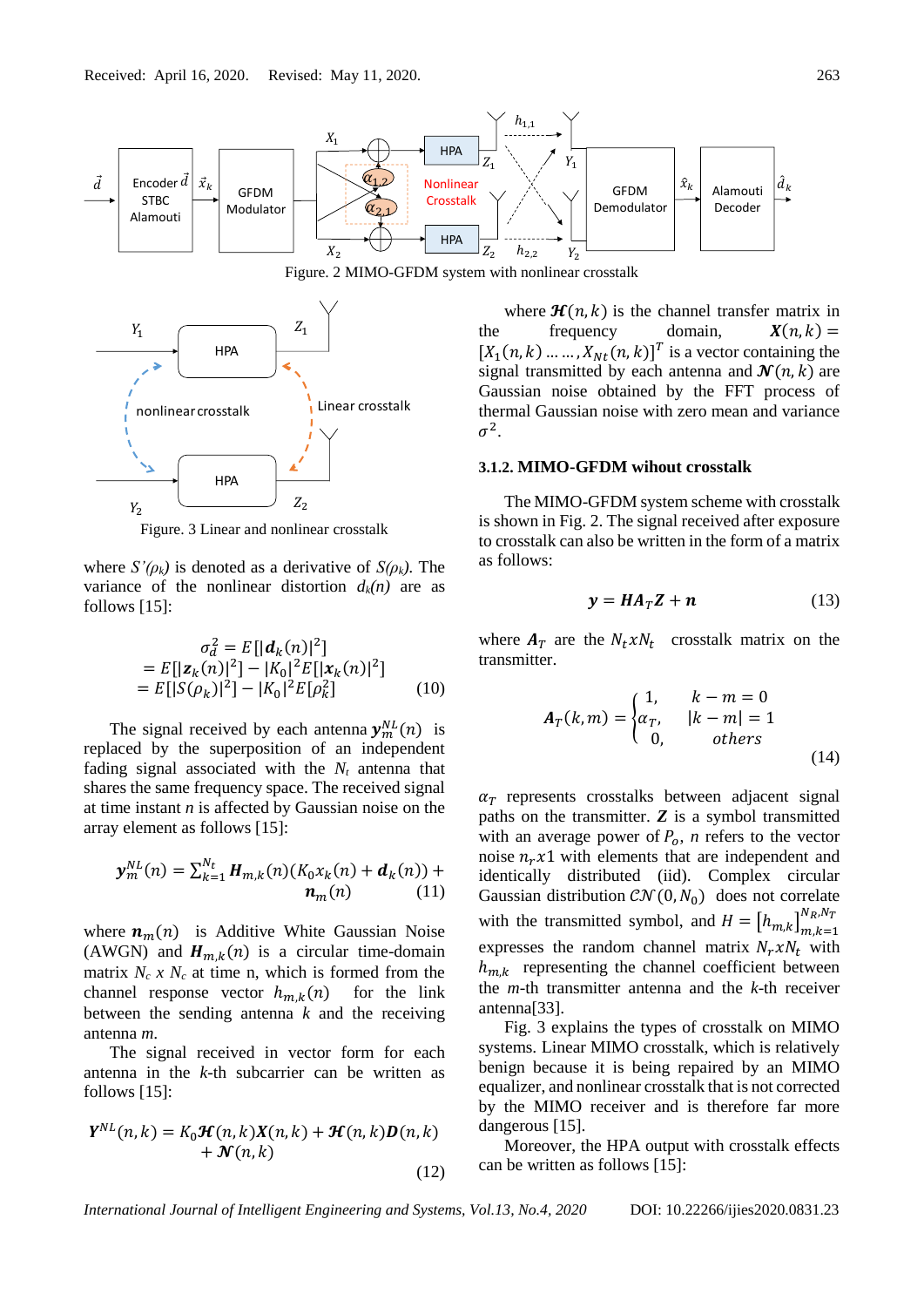Figure. 2 MIMO-GFDM system with nonlinear crosstalk

Figure. 3 Linear and nonlinear crosstalk

where $S'(\rho_k)$ is denoted as a derivative of $S(\rho_k)$. The variance of the nonlinear distortion $d_k(n)$ are as follows [15]:

$$\sigma_d^2 = E[|\boldsymbol{d}_k(n)|^2] = E[|\boldsymbol{z}_k(n)|^2] - |K_0|^2 E[|\boldsymbol{x}_k(n)|^2] = E[|S(\rho_k)|^2] - |K_0|^2 E[\rho_k^2] \tag{10}$$

The signal received by each antenna $\boldsymbol{y}_m^{NL}(n)$ is replaced by the superposition of an independent fading signal associated with the $N_t$ antenna that shares the same frequency space. The received signal at time instant $n$ is affected by Gaussian noise on the array element as follows [15]:

$$\boldsymbol{y}_m^{NL}(n) = \sum_{k=1}^{N_t} \boldsymbol{H}_{m,k}(n)(K_0 x_k(n) + \boldsymbol{d}_k(n)) + \boldsymbol{n}_m(n) \tag{11}$$

where $\boldsymbol{n}_m(n)$ is Additive White Gaussian Noise (AWGN) and $\boldsymbol{H}_{m,k}(n)$ is a circular time-domain matrix $N_c$ x $N_c$ at time n, which is formed from the channel response vector $h_{m,k}(n)$ for the link between the sending antenna $k$ and the receiving antenna $m$.

The signal received in vector form for each antenna in the $k$-th subcarrier can be written as follows [15]:

$$\boldsymbol{Y}^{NL}(n,k) = K_0 \boldsymbol{\mathcal{H}}(n,k)\boldsymbol{X}(n,k) + \boldsymbol{\mathcal{H}}(n,k)\boldsymbol{D}(n,k) + \boldsymbol{\mathcal{N}}(n,k) \tag{12}$$

where $\boldsymbol{\mathcal{H}}(n,k)$ is the channel transfer matrix in the frequency domain, $\boldsymbol{X}(n,k) = [X_1(n,k) \ldots\ldots, X_{Nt}(n,k)]^T$ is a vector containing the signal transmitted by each antenna and $\boldsymbol{\mathcal{N}}(n,k)$ are Gaussian noise obtained by the FFT process of thermal Gaussian noise with zero mean and variance $\sigma^2$.

### 3.1.2. MIMO-GFDM wihout crosstalk

The MIMO-GFDM system scheme with crosstalk is shown in Fig. 2. The signal received after exposure to crosstalk can also be written in the form of a matrix as follows:

$$\boldsymbol{y} = \boldsymbol{H}\boldsymbol{A}_T\boldsymbol{Z} + \boldsymbol{n} \tag{13}$$

where $\boldsymbol{A}_T$ are the $N_t x N_t$ crosstalk matrix on the transmitter.

$$\boldsymbol{A}_T(k,m) = \begin{cases} 1, & k-m = 0 \\ \alpha_T, & |k-m| = 1 \\ 0, & others \end{cases} \tag{14}$$

$\alpha_T$ represents crosstalks between adjacent signal paths on the transmitter. $\boldsymbol{Z}$ is a symbol transmitted with an average power of $P_o$, $n$ refers to the vector noise $n_r x 1$ with elements that are independent and identically distributed (iid). Complex circular Gaussian distribution $\mathcal{CN}(0, N_0)$ does not correlate with the transmitted symbol, and $H = \left[h_{m,k}\right]_{m,k=1}^{N_R,N_T}$ expresses the random channel matrix $N_r x N_t$ with $h_{m,k}$ representing the channel coefficient between the $m$-th transmitter antenna and the $k$-th receiver antenna[33].

Fig. 3 explains the types of crosstalk on MIMO systems. Linear MIMO crosstalk, which is relatively benign because it is being repaired by an MIMO equalizer, and nonlinear crosstalk that is not corrected by the MIMO receiver and is therefore far more dangerous [15].

Moreover, the HPA output with crosstalk effects can be written as follows [15]: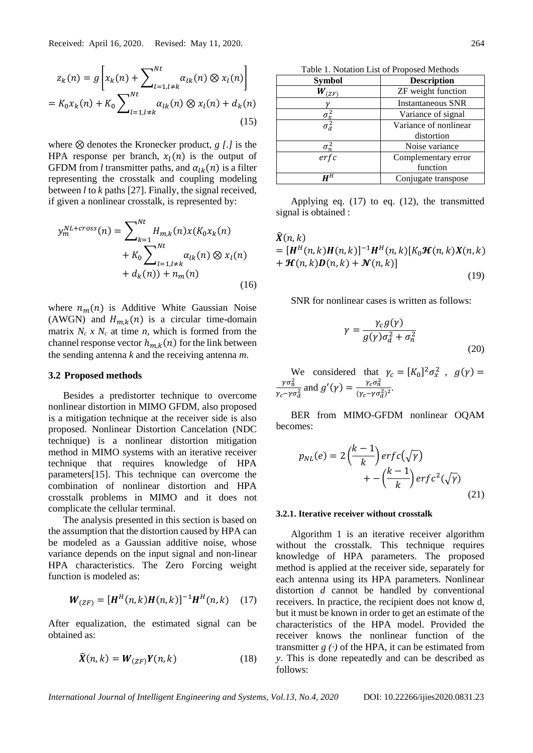$$z_k(n) = g\left[x_k(n) + \sum_{l=1,l\neq k}^{Nt} \alpha_{lk}(n) \otimes x_l(n)\right]$$
$$= K_0 x_k(n) + K_0 \sum_{l=1,l\neq k}^{Nt} \alpha_{lk}(n) \otimes x_l(n) + d_k(n) \quad (15)$$

where $\otimes$ denotes the Kronecker product, *g [.]* is the HPA response per branch, $x_l(n)$ is the output of GFDM from *l* transmitter paths, and $\alpha_{lk}(n)$ is a filter representing the crosstalk and coupling modeling between *l* to *k* paths [27]. Finally, the signal received, if given a nonlinear crosstalk, is represented by:

$$y_m^{NL+cross}(n) = \sum_{k=1}^{Nt} H_{m,k}(n) x(K_0 x_k(n) + K_0 \sum_{l=1,l\neq k}^{Nt} \alpha_{lk}(n) \otimes x_l(n) + d_k(n)) + n_m(n) \quad (16)$$

where $n_m(n)$ is Additive White Gaussian Noise (AWGN) and $H_{m,k}(n)$ is a circular time-domain matrix $N_c$ x $N_c$ at time *n*, which is formed from the channel response vector $h_{m,k}(n)$ for the link between the sending antenna *k* and the receiving antenna *m*.

### 3.2 Proposed methods

Besides a predistorter technique to overcome nonlinear distortion in MIMO GFDM, also proposed is a mitigation technique at the receiver side is also proposed. Nonlinear Distortion Cancelation (NDC technique) is a nonlinear distortion mitigation method in MIMO systems with an iterative receiver technique that requires knowledge of HPA parameters[15]. This technique can overcome the combination of nonlinear distortion and HPA crosstalk problems in MIMO and it does not complicate the cellular terminal.

The analysis presented in this section is based on the assumption that the distortion caused by HPA can be modeled as a Gaussian additive noise, whose variance depends on the input signal and non-linear HPA characteristics. The Zero Forcing weight function is modeled as:

$$\boldsymbol{W}_{(ZF)} = [\boldsymbol{H}^H(n,k)\boldsymbol{H}(n,k)]^{-1}\boldsymbol{H}^H(n,k) \quad (17)$$

After equalization, the estimated signal can be obtained as:

$$\widehat{\boldsymbol{X}}(n,k) = \boldsymbol{W}_{(ZF)}\boldsymbol{Y}(n,k) \quad (18)$$

Table 1. Notation List of Proposed Methods

| Symbol | Description |
|---|---|
| $\boldsymbol{W}_{(ZF)}$ | ZF weight function |
| $\gamma$ | Instantaneous SNR |
| $\sigma_x^2$ | Variance of signal |
| $\sigma_d^2$ | Variance of nonlinear distortion |
| $\sigma_n^2$ | Noise variance |
| $erfc$ | Complementary error function |
| $\boldsymbol{H}^H$ | Conjugate transpose |

Applying eq. (17) to eq. (12), the transmitted signal is obtained :

$$\widehat{\boldsymbol{X}}(n,k) = [\boldsymbol{H}^H(n,k)\boldsymbol{H}(n,k)]^{-1}\boldsymbol{H}^H(n,k)[K_0\boldsymbol{\mathcal{H}}(n,k)\boldsymbol{X}(n,k) + \boldsymbol{\mathcal{H}}(n,k)\boldsymbol{D}(n,k) + \boldsymbol{\mathcal{N}}(n,k)] \quad (19)$$

SNR for nonlinear cases is written as follows:

$$\gamma = \frac{\gamma_c g(\gamma)}{g(\gamma)\sigma_d^2 + \sigma_n^2} \quad (20)$$

We considered that $\gamma_c = [K_0]^2\sigma_x^2$ , $g(\gamma) = \frac{\gamma\sigma_n^2}{\gamma_c - \gamma\sigma_d^2}$ and $g'(\gamma) = \frac{\gamma_c\sigma_n^2}{(\gamma_c - \gamma\sigma_d^2)^2}$.

BER from MIMO-GFDM nonlinear OQAM becomes:

$$p_{NL}(e) = 2\left(\frac{k-1}{k}\right)erfc(\sqrt{\gamma}) + -\left(\frac{k-1}{k}\right)erfc^2(\sqrt{\gamma}) \quad (21)$$

#### 3.2.1. Iterative receiver without crosstalk

Algorithm 1 is an iterative receiver algorithm without the crosstalk. This technique requires knowledge of HPA parameters. The proposed method is applied at the receiver side, separately for each antenna using its HPA parameters. Nonlinear distortion *d* cannot be handled by conventional receivers. In practice, the recipient does not know d, but it must be known in order to get an estimate of the characteristics of the HPA model. Provided the receiver knows the nonlinear function of the transmitter *g (·)* of the HPA, it can be estimated from *y*. This is done repeatedly and can be described as follows: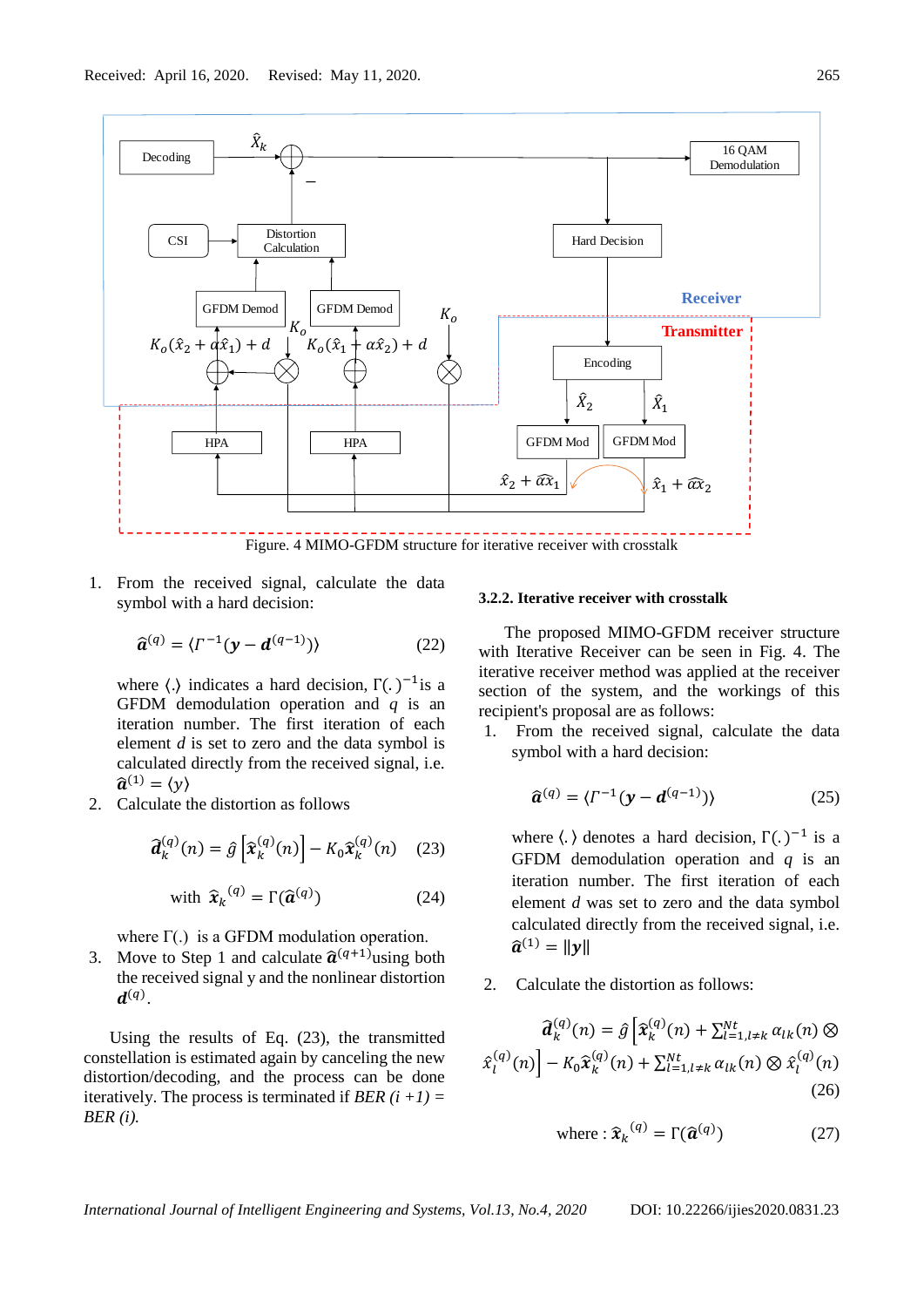Figure. 4 MIMO-GFDM structure for iterative receiver with crosstalk

1. From the received signal, calculate the data symbol with a hard decision:

$$\hat{\boldsymbol{a}}^{(q)} = \langle \Gamma^{-1}(\boldsymbol{y} - \boldsymbol{d}^{(q-1)}) \rangle \quad (22)$$

where $\langle . \rangle$ indicates a hard decision, $\Gamma(.)^{-1}$is a GFDM demodulation operation and $q$ is an iteration number. The first iteration of each element $d$ is set to zero and the data symbol is calculated directly from the received signal, i.e. $\hat{\boldsymbol{a}}^{(1)} = \langle y \rangle$

2. Calculate the distortion as follows

$$\hat{\boldsymbol{d}}_k^{(q)}(n) = \hat{g}\left[\hat{\boldsymbol{x}}_k^{(q)}(n)\right] - K_0 \hat{\boldsymbol{x}}_k^{(q)}(n) \quad (23)$$

$$\text{with } \hat{\boldsymbol{x}}_k{}^{(q)} = \Gamma(\hat{\boldsymbol{a}}^{(q)}) \quad (24)$$

where $\Gamma(.)$ is a GFDM modulation operation.

3. Move to Step 1 and calculate $\hat{\boldsymbol{a}}^{(q+1)}$using both the received signal y and the nonlinear distortion $\boldsymbol{d}^{(q)}$.

Using the results of Eq. (23), the transmitted constellation is estimated again by canceling the new distortion/decoding, and the process can be done iteratively. The process is terminated if *BER (i +1) = BER (i).*

### 3.2.2. Iterative receiver with crosstalk

The proposed MIMO-GFDM receiver structure with Iterative Receiver can be seen in Fig. 4. The iterative receiver method was applied at the receiver section of the system, and the workings of this recipient's proposal are as follows:

1. From the received signal, calculate the data symbol with a hard decision:

$$\hat{\boldsymbol{a}}^{(q)} = \langle \Gamma^{-1}(\boldsymbol{y} - \boldsymbol{d}^{(q-1)}) \rangle \quad (25)$$

where $\langle . \rangle$ denotes a hard decision, $\Gamma(.)^{-1}$ is a GFDM demodulation operation and $q$ is an iteration number. The first iteration of each element $d$ was set to zero and the data symbol calculated directly from the received signal, i.e. $\hat{\boldsymbol{a}}^{(1)} = \|\boldsymbol{y}\|$

2. Calculate the distortion as follows:

$$\hat{\boldsymbol{d}}_k^{(q)}(n) = \hat{g}\left[\hat{\boldsymbol{x}}_k^{(q)}(n) + \sum_{l=1, l\neq k}^{Nt} \alpha_{lk}(n) \otimes \hat{x}_l^{(q)}(n)\right] - K_0 \hat{\boldsymbol{x}}_k^{(q)}(n) + \sum_{l=1, l\neq k}^{Nt} \alpha_{lk}(n) \otimes \hat{x}_l^{(q)}(n) \quad (26)$$

$$\text{where : } \hat{\boldsymbol{x}}_k{}^{(q)} = \Gamma(\hat{\boldsymbol{a}}^{(q)}) \quad (27)$$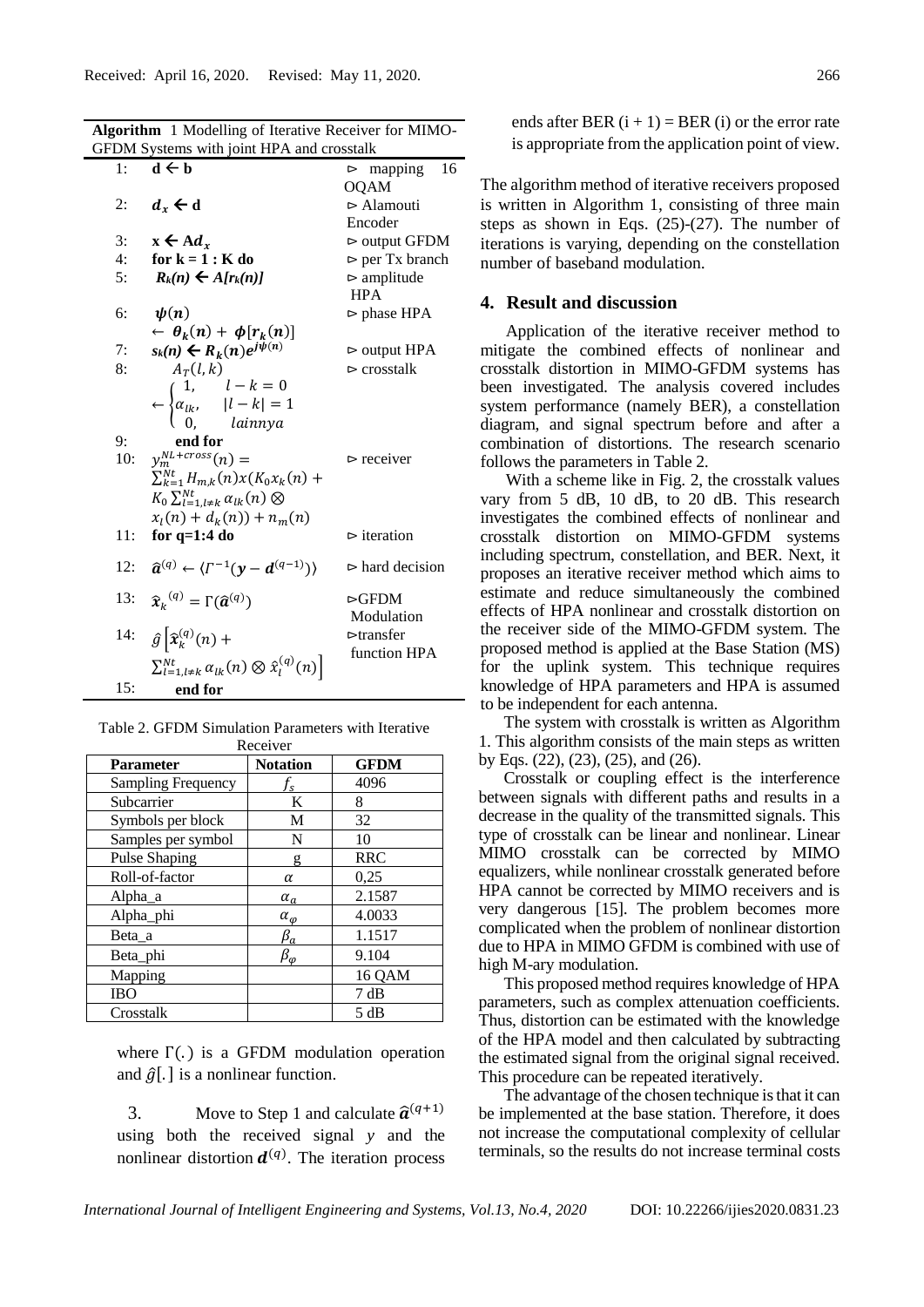**Algorithm** 1 Modelling of Iterative Receiver for MIMO-GFDM Systems with joint HPA and crosstalk

| | | |
|---|---|---|
| 1: | $\mathbf{d} \leftarrow \mathbf{b}$ | ⊳ mapping 16 QAM |
| 2: | $\boldsymbol{d_x} \leftarrow \mathbf{d}$ | ⊳ Alamouti Encoder |
| 3: | $\mathbf{x} \leftarrow \mathbf{A}\boldsymbol{d_x}$ | ⊳ output GFDM |
| 4: | **for k = 1 : K do** | ⊳ per Tx branch |
| 5: | $R_k(n) \leftarrow A[r_k(n)]$ | ⊳ amplitude HPA |
| 6: | $\boldsymbol{\psi}(\boldsymbol{n}) \leftarrow \boldsymbol{\theta_k}(\boldsymbol{n}) + \boldsymbol{\phi}[\boldsymbol{r_k}(\boldsymbol{n})]$ | ⊳ phase HPA |
| 7: | $s_k(n) \leftarrow R_k(n)e^{j\psi(n)}$ | ⊳ output HPA |
| 8: | $A_T(l,k) \leftarrow \begin{cases} 1, & l-k=0 \\ \alpha_{lk}, & \lvert l-k \rvert = 1 \\ 0, & lainnya \end{cases}$ | ⊳ crosstalk |
| 9: | **end for** | |
| 10: | $y_m^{NL+cross}(n) = \sum_{k=1}^{Nt} H_{m,k}(n)x(K_0 x_k(n) + K_0 \sum_{l=1,l\neq k}^{Nt} \alpha_{lk}(n) \otimes x_l(n) + d_k(n)) + n_m(n)$ | ⊳ receiver |
| 11: | **for q=1:4 do** | ⊳ iteration |
| 12: | $\widehat{\boldsymbol{a}}^{(q)} \leftarrow \langle \Gamma^{-1}(\boldsymbol{y} - \boldsymbol{d}^{(q-1)}) \rangle$ | ⊳ hard decision |
| 13: | $\widehat{\boldsymbol{x}}_k^{\ (q)} = \Gamma(\widehat{\boldsymbol{a}}^{(q)})$ | ⊳GFDM Modulation |
| 14: | $\hat{g}\left[\widehat{\boldsymbol{x}}_k^{(q)}(n) + \sum_{l=1,l\neq k}^{Nt} \alpha_{lk}(n) \otimes \hat{x}_l^{(q)}(n)\right]$ | ⊳transfer function HPA |
| 15: | **end for** | |

Table 2. GFDM Simulation Parameters with Iterative Receiver

| Parameter | Notation | GFDM |
|---|---|---|
| Sampling Frequency | $f_s$ | 4096 |
| Subcarrier | K | 8 |
| Symbols per block | M | 32 |
| Samples per symbol | N | 10 |
| Pulse Shaping | g | RRC |
| Roll-of-factor | $\alpha$ | 0,25 |
| Alpha_a | $\alpha_a$ | 2.1587 |
| Alpha_phi | $\alpha_\varphi$ | 4.0033 |
| Beta_a | $\beta_a$ | 1.1517 |
| Beta_phi | $\beta_\varphi$ | 9.104 |
| Mapping | | 16 QAM |
| IBO | | 7 dB |
| Crosstalk | | 5 dB |

where $\Gamma(.)$ is a GFDM modulation operation and $\hat{g}[.]$ is a nonlinear function.

3. Move to Step 1 and calculate $\widehat{\boldsymbol{a}}^{(q+1)}$ using both the received signal $y$ and the nonlinear distortion $\boldsymbol{d}^{(q)}$. The iteration process ends after BER (i + 1) = BER (i) or the error rate is appropriate from the application point of view.

The algorithm method of iterative receivers proposed is written in Algorithm 1, consisting of three main steps as shown in Eqs. (25)-(27). The number of iterations is varying, depending on the constellation number of baseband modulation.

## 4. Result and discussion

Application of the iterative receiver method to mitigate the combined effects of nonlinear and crosstalk distortion in MIMO-GFDM systems has been investigated. The analysis covered includes system performance (namely BER), a constellation diagram, and signal spectrum before and after a combination of distortions. The research scenario follows the parameters in Table 2.

With a scheme like in Fig. 2, the crosstalk values vary from 5 dB, 10 dB, to 20 dB. This research investigates the combined effects of nonlinear and crosstalk distortion on MIMO-GFDM systems including spectrum, constellation, and BER. Next, it proposes an iterative receiver method which aims to estimate and reduce simultaneously the combined effects of HPA nonlinear and crosstalk distortion on the receiver side of the MIMO-GFDM system. The proposed method is applied at the Base Station (MS) for the uplink system. This technique requires knowledge of HPA parameters and HPA is assumed to be independent for each antenna.

The system with crosstalk is written as Algorithm 1. This algorithm consists of the main steps as written by Eqs. (22), (23), (25), and (26).

Crosstalk or coupling effect is the interference between signals with different paths and results in a decrease in the quality of the transmitted signals. This type of crosstalk can be linear and nonlinear. Linear MIMO crosstalk can be corrected by MIMO equalizers, while nonlinear crosstalk generated before HPA cannot be corrected by MIMO receivers and is very dangerous [15]. The problem becomes more complicated when the problem of nonlinear distortion due to HPA in MIMO GFDM is combined with use of high M-ary modulation.

This proposed method requires knowledge of HPA parameters, such as complex attenuation coefficients. Thus, distortion can be estimated with the knowledge of the HPA model and then calculated by subtracting the estimated signal from the original signal received. This procedure can be repeated iteratively.

The advantage of the chosen technique is that it can be implemented at the base station. Therefore, it does not increase the computational complexity of cellular terminals, so the results do not increase terminal costs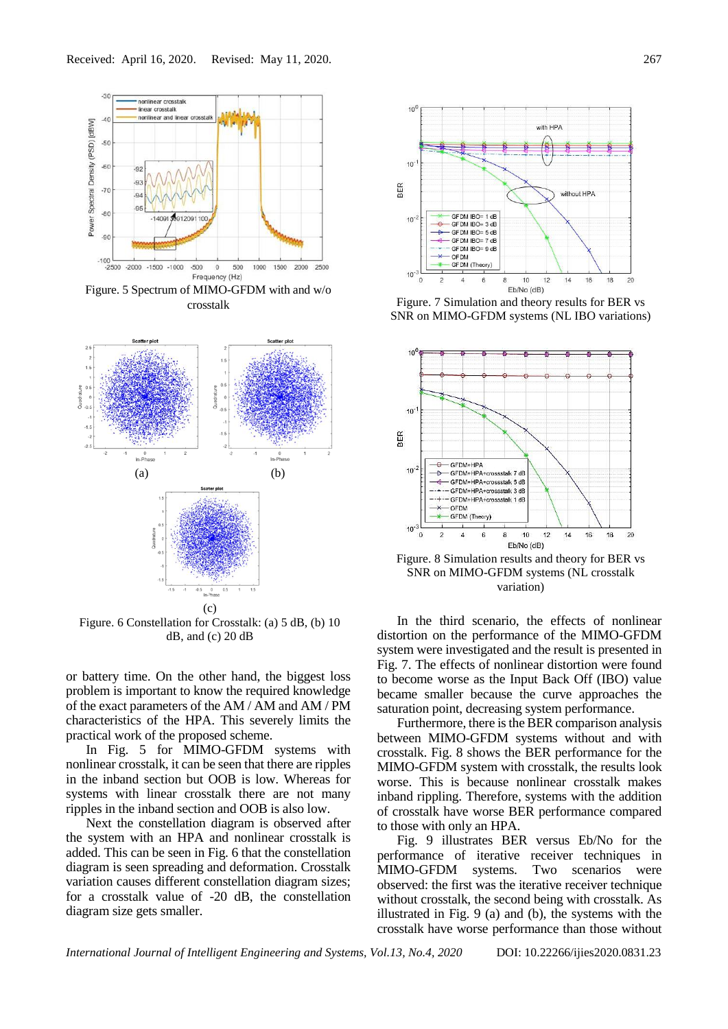Received: April 16, 2020. Revised: May 11, 2020.

Figure. 5 Spectrum of MIMO-GFDM with and w/o crosstalk

(a) (b)

(c)

Figure. 6 Constellation for Crosstalk: (a) 5 dB, (b) 10 dB, and (c) 20 dB

or battery time. On the other hand, the biggest loss problem is important to know the required knowledge of the exact parameters of the AM / AM and AM / PM characteristics of the HPA. This severely limits the practical work of the proposed scheme.

In Fig. 5 for MIMO-GFDM systems with nonlinear crosstalk, it can be seen that there are ripples in the inband section but OOB is low. Whereas for systems with linear crosstalk there are not many ripples in the inband section and OOB is also low.

Next the constellation diagram is observed after the system with an HPA and nonlinear crosstalk is added. This can be seen in Fig. 6 that the constellation diagram is seen spreading and deformation. Crosstalk variation causes different constellation diagram sizes; for a crosstalk value of -20 dB, the constellation diagram size gets smaller.

Figure. 7 Simulation and theory results for BER vs SNR on MIMO-GFDM systems (NL IBO variations)

Figure. 8 Simulation results and theory for BER vs SNR on MIMO-GFDM systems (NL crosstalk variation)

In the third scenario, the effects of nonlinear distortion on the performance of the MIMO-GFDM system were investigated and the result is presented in Fig. 7. The effects of nonlinear distortion were found to become worse as the Input Back Off (IBO) value became smaller because the curve approaches the saturation point, decreasing system performance.

Furthermore, there is the BER comparison analysis between MIMO-GFDM systems without and with crosstalk. Fig. 8 shows the BER performance for the MIMO-GFDM system with crosstalk, the results look worse. This is because nonlinear crosstalk makes inband rippling. Therefore, systems with the addition of crosstalk have worse BER performance compared to those with only an HPA.

Fig. 9 illustrates BER versus Eb/No for the performance of iterative receiver techniques in MIMO-GFDM systems. Two scenarios were observed: the first was the iterative receiver technique without crosstalk, the second being with crosstalk. As illustrated in Fig. 9 (a) and (b), the systems with the crosstalk have worse performance than those without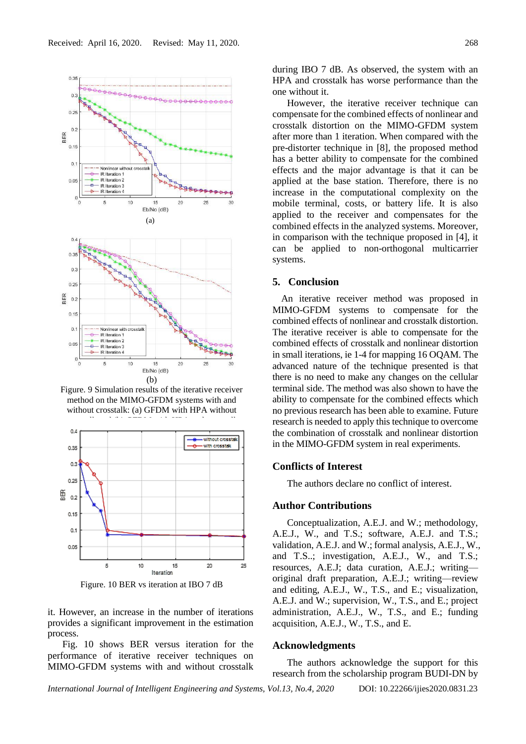Figure. 9 Simulation results of the iterative receiver method on the MIMO-GFDM systems with and without crosstalk: (a) GFDM with HPA without

Figure. 10 BER vs iteration at IBO 7 dB

it. However, an increase in the number of iterations provides a significant improvement in the estimation process.

Fig. 10 shows BER versus iteration for the performance of iterative receiver techniques on MIMO-GFDM systems with and without crosstalk during IBO 7 dB. As observed, the system with an HPA and crosstalk has worse performance than the one without it.

However, the iterative receiver technique can compensate for the combined effects of nonlinear and crosstalk distortion on the MIMO-GFDM system after more than 1 iteration. When compared with the pre-distorter technique in [8], the proposed method has a better ability to compensate for the combined effects and the major advantage is that it can be applied at the base station. Therefore, there is no increase in the computational complexity on the mobile terminal, costs, or battery life. It is also applied to the receiver and compensates for the combined effects in the analyzed systems. Moreover, in comparison with the technique proposed in [4], it can be applied to non-orthogonal multicarrier systems.

## 5. Conclusion

An iterative receiver method was proposed in MIMO-GFDM systems to compensate for the combined effects of nonlinear and crosstalk distortion. The iterative receiver is able to compensate for the combined effects of crosstalk and nonlinear distortion in small iterations, ie 1-4 for mapping 16 OQAM. The advanced nature of the technique presented is that there is no need to make any changes on the cellular terminal side. The method was also shown to have the ability to compensate for the combined effects which no previous research has been able to examine. Future research is needed to apply this technique to overcome the combination of crosstalk and nonlinear distortion in the MIMO-GFDM system in real experiments.

## Conflicts of Interest

The authors declare no conflict of interest.

## Author Contributions

Conceptualization, A.E.J. and W.; methodology, A.E.J., W., and T.S.; software, A.E.J. and T.S.; validation, A.E.J. and W.; formal analysis, A.E.J., W., and T.S..; investigation, A.E.J., W., and T.S.; resources, A.E.J; data curation, A.E.J.; writing—original draft preparation, A.E.J.; writing—review and editing, A.E.J., W., T.S., and E.; visualization, A.E.J. and W.; supervision, W., T.S., and E.; project administration, A.E.J., W., T.S., and E.; funding acquisition, A.E.J., W., T.S., and E.

## Acknowledgments

The authors acknowledge the support for this research from the scholarship program BUDI-DN by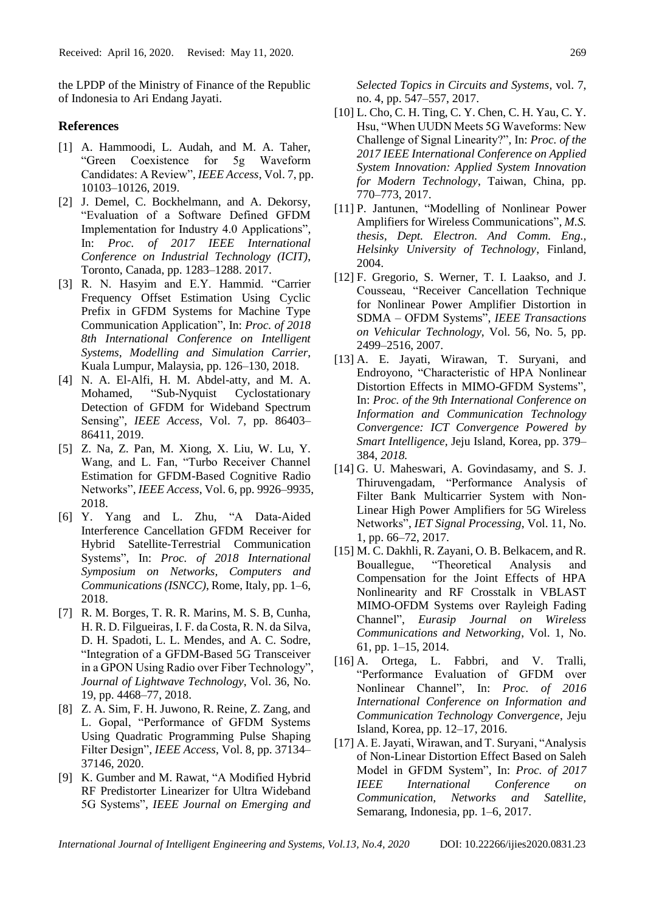the LPDP of the Ministry of Finance of the Republic of Indonesia to Ari Endang Jayati.

## References

[1] A. Hammoodi, L. Audah, and M. A. Taher, "Green Coexistence for 5g Waveform Candidates: A Review", *IEEE Access*, Vol. 7, pp. 10103–10126, 2019.

[2] J. Demel, C. Bockhelmann, and A. Dekorsy, "Evaluation of a Software Defined GFDM Implementation for Industry 4.0 Applications", In: *Proc. of 2017 IEEE International Conference on Industrial Technology (ICIT)*, Toronto, Canada, pp. 1283–1288. 2017.

[3] R. N. Hasyim and E.Y. Hammid. "Carrier Frequency Offset Estimation Using Cyclic Prefix in GFDM Systems for Machine Type Communication Application", In: *Proc. of 2018 8th International Conference on Intelligent Systems, Modelling and Simulation Carrier*, Kuala Lumpur, Malaysia, pp. 126–130, 2018.

[4] N. A. El-Alfi, H. M. Abdel-atty, and M. A. Mohamed, "Sub-Nyquist Cyclostationary Detection of GFDM for Wideband Spectrum Sensing", *IEEE Access*, Vol. 7, pp. 86403–86411, 2019.

[5] Z. Na, Z. Pan, M. Xiong, X. Liu, W. Lu, Y. Wang, and L. Fan, "Turbo Receiver Channel Estimation for GFDM-Based Cognitive Radio Networks", *IEEE Access*, Vol. 6, pp. 9926–9935, 2018.

[6] Y. Yang and L. Zhu, "A Data-Aided Interference Cancellation GFDM Receiver for Hybrid Satellite-Terrestrial Communication Systems", In: *Proc. of 2018 International Symposium on Networks, Computers and Communications (ISNCC)*, Rome, Italy, pp. 1–6, 2018.

[7] R. M. Borges, T. R. R. Marins, M. S. B, Cunha, H. R. D. Filgueiras, I. F. da Costa, R. N. da Silva, D. H. Spadoti, L. L. Mendes, and A. C. Sodre, "Integration of a GFDM-Based 5G Transceiver in a GPON Using Radio over Fiber Technology", *Journal of Lightwave Technology*, Vol. 36, No. 19, pp. 4468–77, 2018.

[8] Z. A. Sim, F. H. Juwono, R. Reine, Z. Zang, and L. Gopal, "Performance of GFDM Systems Using Quadratic Programming Pulse Shaping Filter Design", *IEEE Access*, Vol. 8, pp. 37134–37146, 2020.

[9] K. Gumber and M. Rawat, "A Modified Hybrid RF Predistorter Linearizer for Ultra Wideband 5G Systems", *IEEE Journal on Emerging and Selected Topics in Circuits and Systems*, vol. 7, no. 4, pp. 547–557, 2017.

[10] L. Cho, C. H. Ting, C. Y. Chen, C. H. Yau, C. Y. Hsu, "When UUDN Meets 5G Waveforms: New Challenge of Signal Linearity?", In: *Proc. of the 2017 IEEE International Conference on Applied System Innovation: Applied System Innovation for Modern Technology*, Taiwan, China, pp. 770–773, 2017.

[11] P. Jantunen, "Modelling of Nonlinear Power Amplifiers for Wireless Communications", *M.S. thesis, Dept. Electron. And Comm. Eng., Helsinky University of Technology*, Finland, 2004.

[12] F. Gregorio, S. Werner, T. I. Laakso, and J. Cousseau, "Receiver Cancellation Technique for Nonlinear Power Amplifier Distortion in SDMA – OFDM Systems", *IEEE Transactions on Vehicular Technology*, Vol. 56, No. 5, pp. 2499–2516, 2007.

[13] A. E. Jayati, Wirawan, T. Suryani, and Endroyono, "Characteristic of HPA Nonlinear Distortion Effects in MIMO-GFDM Systems", In: *Proc. of the 9th International Conference on Information and Communication Technology Convergence: ICT Convergence Powered by Smart Intelligence*, Jeju Island, Korea, pp. 379–384, *2018.*

[14] G. U. Maheswari, A. Govindasamy, and S. J. Thiruvengadam, "Performance Analysis of Filter Bank Multicarrier System with Non-Linear High Power Amplifiers for 5G Wireless Networks", *IET Signal Processing*, Vol. 11, No. 1, pp. 66–72, 2017.

[15] M. C. Dakhli, R. Zayani, O. B. Belkacem, and R. Bouallegue, "Theoretical Analysis and Compensation for the Joint Effects of HPA Nonlinearity and RF Crosstalk in VBLAST MIMO-OFDM Systems over Rayleigh Fading Channel", *Eurasip Journal on Wireless Communications and Networking*, Vol. 1, No. 61, pp. 1–15, 2014.

[16] A. Ortega, L. Fabbri, and V. Tralli, "Performance Evaluation of GFDM over Nonlinear Channel", In: *Proc. of 2016 International Conference on Information and Communication Technology Convergence*, Jeju Island, Korea, pp. 12–17, 2016.

[17] A. E. Jayati, Wirawan, and T. Suryani, "Analysis of Non-Linear Distortion Effect Based on Saleh Model in GFDM System", In: *Proc. of 2017 IEEE International Conference on Communication, Networks and Satellite*, Semarang, Indonesia, pp. 1–6, 2017.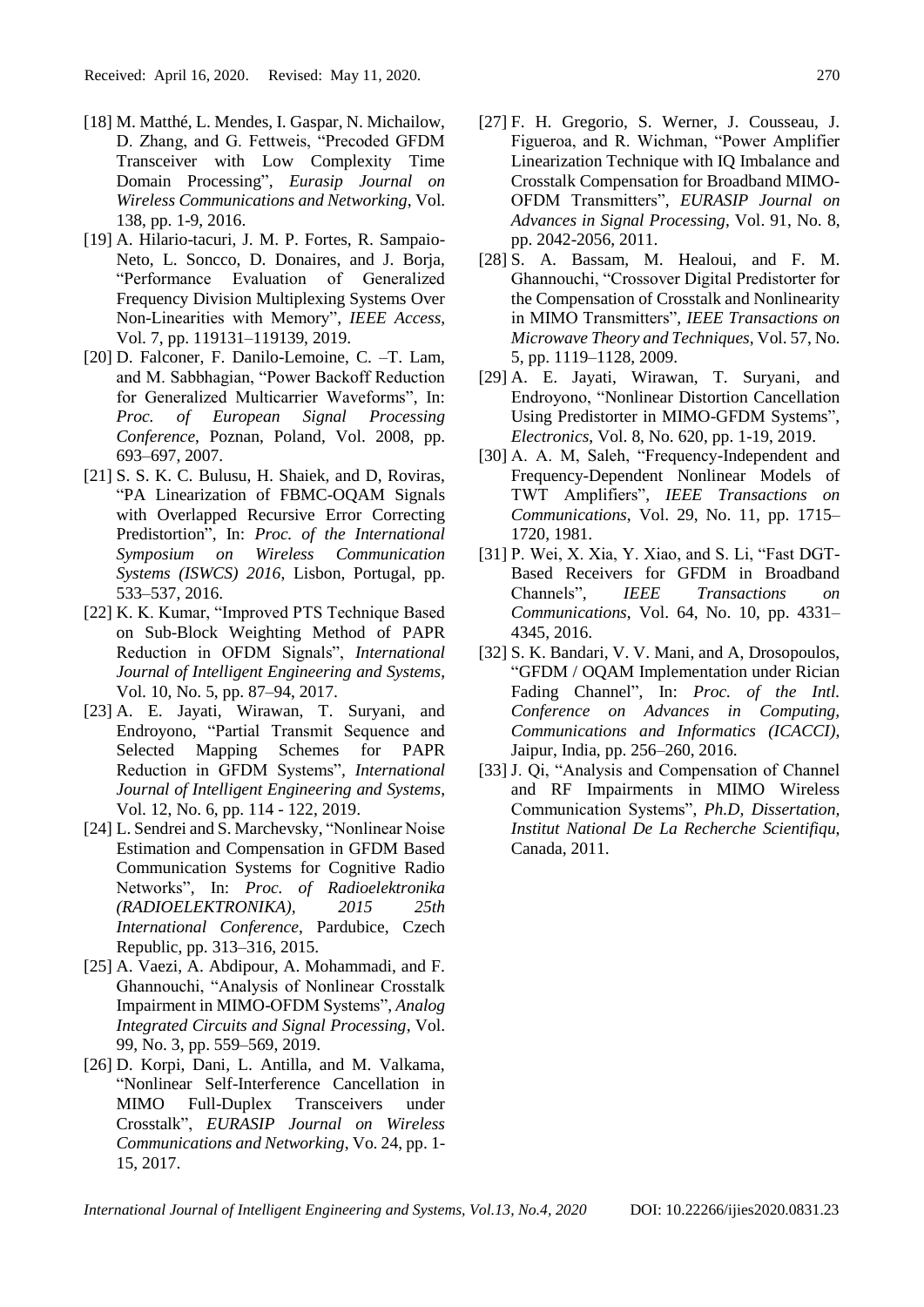[18] M. Matthé, L. Mendes, I. Gaspar, N. Michailow, D. Zhang, and G. Fettweis, "Precoded GFDM Transceiver with Low Complexity Time Domain Processing", *Eurasip Journal on Wireless Communications and Networking*, Vol. 138, pp. 1-9, 2016.

[19] A. Hilario-tacuri, J. M. P. Fortes, R. Sampaio-Neto, L. Soncco, D. Donaires, and J. Borja, "Performance Evaluation of Generalized Frequency Division Multiplexing Systems Over Non-Linearities with Memory", *IEEE Access*, Vol. 7, pp. 119131–119139, 2019.

[20] D. Falconer, F. Danilo-Lemoine, C. –T. Lam, and M. Sabbhagian, "Power Backoff Reduction for Generalized Multicarrier Waveforms", In: *Proc. of European Signal Processing Conference*, Poznan, Poland, Vol. 2008, pp. 693–697, 2007.

[21] S. S. K. C. Bulusu, H. Shaiek, and D, Roviras, "PA Linearization of FBMC-OQAM Signals with Overlapped Recursive Error Correcting Predistortion", In: *Proc. of the International Symposium on Wireless Communication Systems (ISWCS) 2016*, Lisbon, Portugal, pp. 533–537, 2016.

[22] K. K. Kumar, "Improved PTS Technique Based on Sub-Block Weighting Method of PAPR Reduction in OFDM Signals", *International Journal of Intelligent Engineering and Systems*, Vol. 10, No. 5, pp. 87–94, 2017.

[23] A. E. Jayati, Wirawan, T. Suryani, and Endroyono, "Partial Transmit Sequence and Selected Mapping Schemes for PAPR Reduction in GFDM Systems", *International Journal of Intelligent Engineering and Systems*, Vol. 12, No. 6, pp. 114 - 122, 2019.

[24] L. Sendrei and S. Marchevsky, "Nonlinear Noise Estimation and Compensation in GFDM Based Communication Systems for Cognitive Radio Networks", In: *Proc. of Radioelektronika (RADIOELEKTRONIKA), 2015 25th International Conference*, Pardubice, Czech Republic, pp. 313–316, 2015.

[25] A. Vaezi, A. Abdipour, A. Mohammadi, and F. Ghannouchi, "Analysis of Nonlinear Crosstalk Impairment in MIMO-OFDM Systems", *Analog Integrated Circuits and Signal Processing*, Vol. 99, No. 3, pp. 559–569, 2019.

[26] D. Korpi, Dani, L. Antilla, and M. Valkama, "Nonlinear Self-Interference Cancellation in MIMO Full-Duplex Transceivers under Crosstalk", *EURASIP Journal on Wireless Communications and Networking*, Vo. 24, pp. 1-15, 2017.

[27] F. H. Gregorio, S. Werner, J. Cousseau, J. Figueroa, and R. Wichman, "Power Amplifier Linearization Technique with IQ Imbalance and Crosstalk Compensation for Broadband MIMO-OFDM Transmitters", *EURASIP Journal on Advances in Signal Processing*, Vol. 91, No. 8, pp. 2042-2056, 2011.

[28] S. A. Bassam, M. Healoui, and F. M. Ghannouchi, "Crossover Digital Predistorter for the Compensation of Crosstalk and Nonlinearity in MIMO Transmitters", *IEEE Transactions on Microwave Theory and Techniques*, Vol. 57, No. 5, pp. 1119–1128, 2009.

[29] A. E. Jayati, Wirawan, T. Suryani, and Endroyono, "Nonlinear Distortion Cancellation Using Predistorter in MIMO-GFDM Systems", *Electronics*, Vol. 8, No. 620, pp. 1-19, 2019.

[30] A. A. M, Saleh, "Frequency-Independent and Frequency-Dependent Nonlinear Models of TWT Amplifiers", *IEEE Transactions on Communications*, Vol. 29, No. 11, pp. 1715–1720, 1981.

[31] P. Wei, X. Xia, Y. Xiao, and S. Li, "Fast DGT-Based Receivers for GFDM in Broadband Channels", *IEEE Transactions on Communications*, Vol. 64, No. 10, pp. 4331–4345, 2016.

[32] S. K. Bandari, V. V. Mani, and A, Drosopoulos, "GFDM / OQAM Implementation under Rician Fading Channel", In: *Proc. of the Intl. Conference on Advances in Computing, Communications and Informatics (ICACCI)*, Jaipur, India, pp. 256–260, 2016.

[33] J. Qi, "Analysis and Compensation of Channel and RF Impairments in MIMO Wireless Communication Systems", *Ph.D, Dissertation, Institut National De La Recherche Scientifiqu*, Canada, 2011.